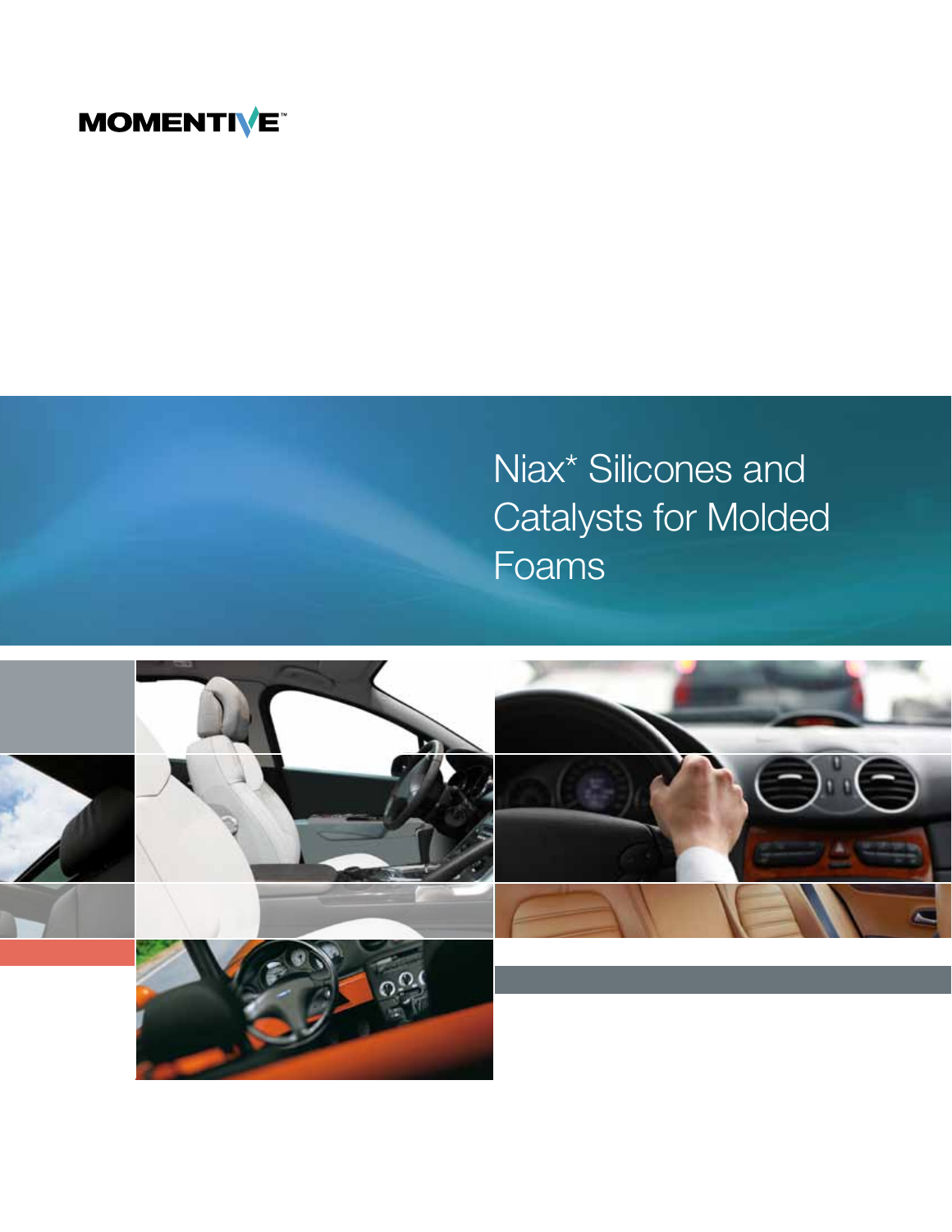MOMENTIVE™

# Niax* Silicones and Catalysts for Molded Foams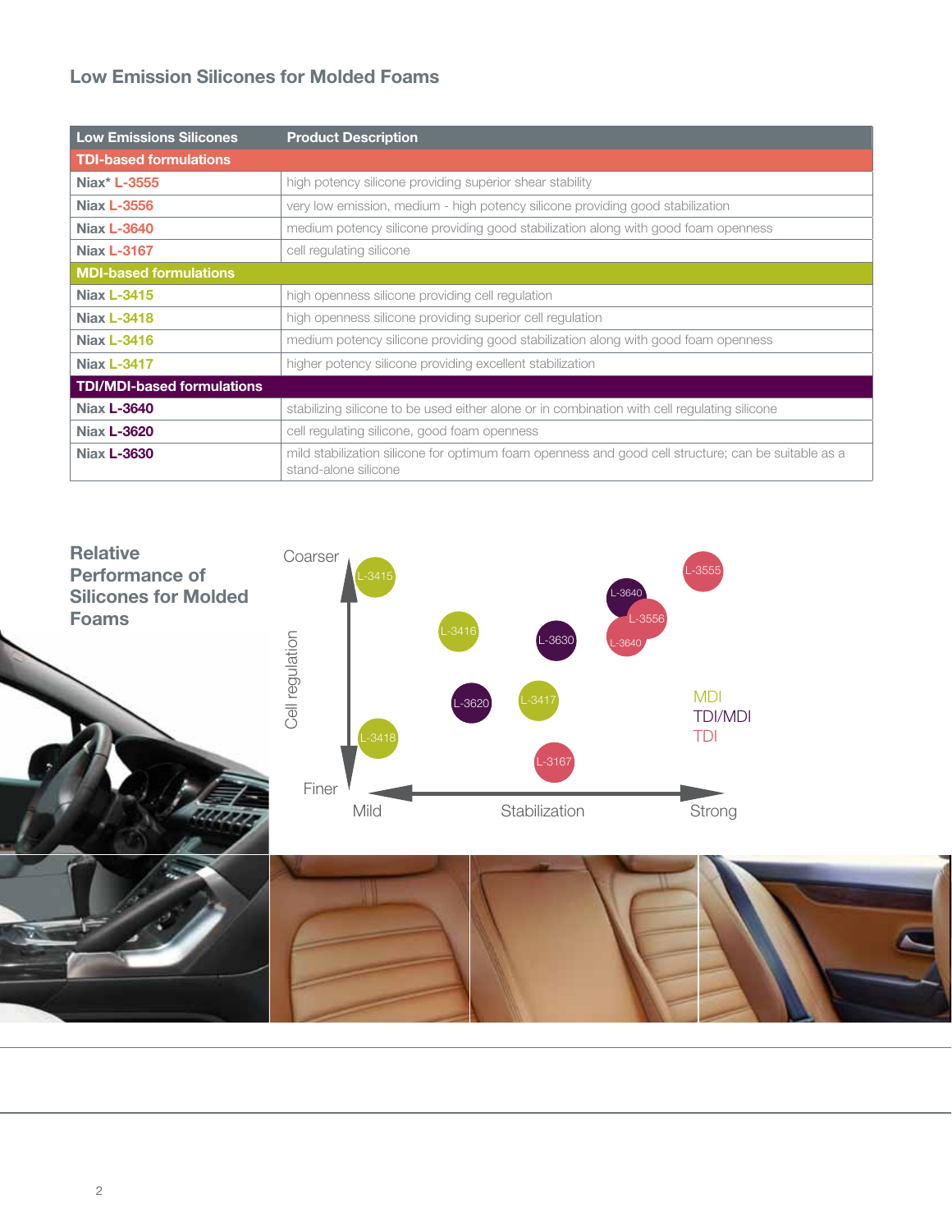## Low Emission Silicones for Molded Foams

| Low Emissions Silicones | Product Description |
|---|---|
| **TDI-based formulations** | |
| Niax* L-3555 | high potency silicone providing superior shear stability |
| Niax L-3556 | very low emission, medium - high potency silicone providing good stabilization |
| Niax L-3640 | medium potency silicone providing good stabilization along with good foam openness |
| Niax L-3167 | cell regulating silicone |
| **MDI-based formulations** | |
| Niax L-3415 | high openness silicone providing cell regulation |
| Niax L-3418 | high openness silicone providing superior cell regulation |
| Niax L-3416 | medium potency silicone providing good stabilization along with good foam openness |
| Niax L-3417 | higher potency silicone providing excellent stabilization |
| **TDI/MDI-based formulations** | |
| Niax L-3640 | stabilizing silicone to be used either alone or in combination with cell regulating silicone |
| Niax L-3620 | cell regulating silicone, good foam openness |
| Niax L-3630 | mild stabilization silicone for optimum foam openness and good cell structure; can be suitable as a stand-alone silicone |

## Relative Performance of Silicones for Molded Foams

Cell regulation: Coarser – Finer

Stabilization: Mild – Strong

MDI: L-3415, L-3416, L-3417, L-3418

TDI/MDI: L-3640, L-3630, L-3620

TDI: L-3555, L-3556, L-3640, L-3167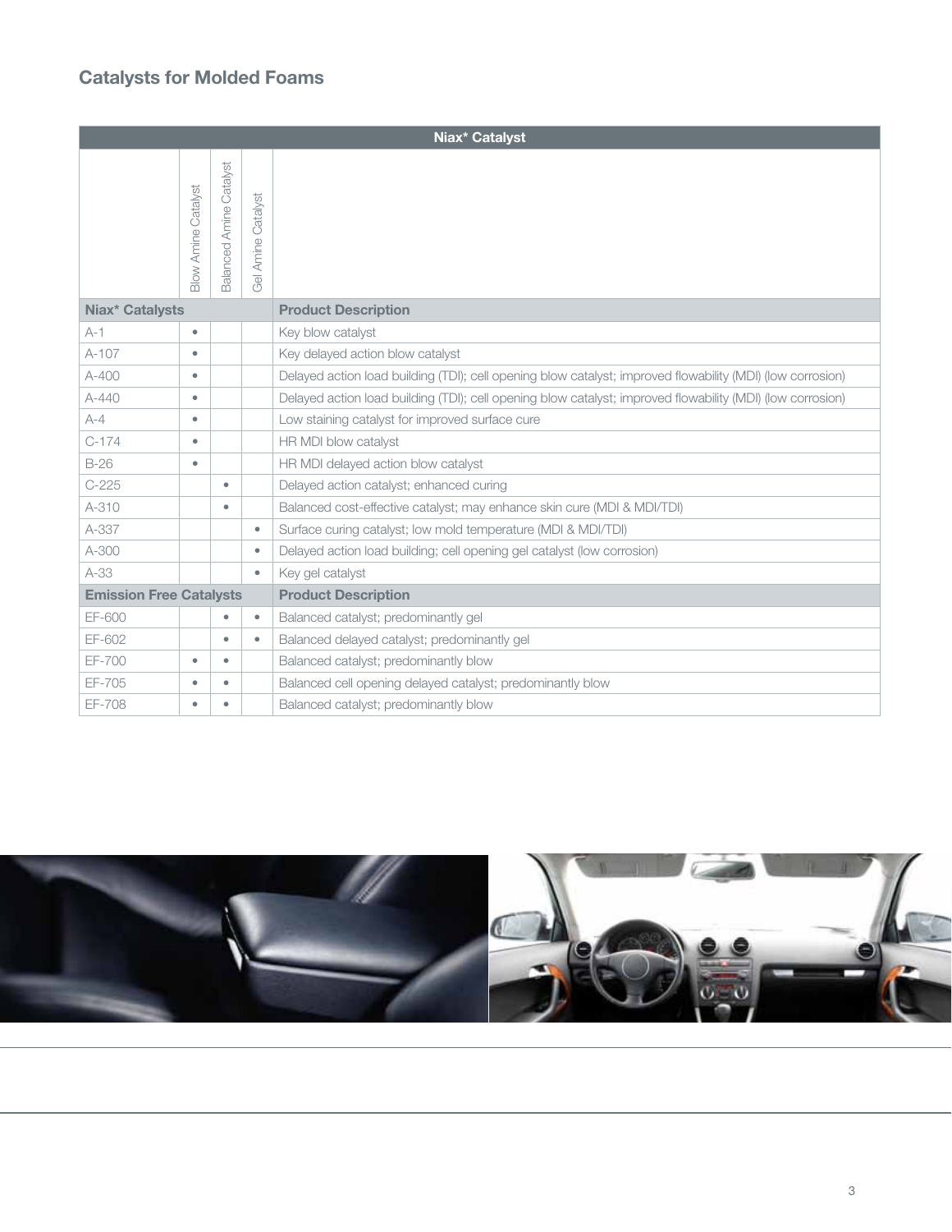## Catalysts for Molded Foams

| Niax* Catalyst | | | | |
|---|---|---|---|---|
| | Blow Amine Catalyst | Balanced Amine Catalyst | Gel Amine Catalyst | |
| **Niax* Catalysts** | | | | **Product Description** |
| A-1 | • | | | Key blow catalyst |
| A-107 | • | | | Key delayed action blow catalyst |
| A-400 | • | | | Delayed action load building (TDI); cell opening blow catalyst; improved flowability (MDI) (low corrosion) |
| A-440 | • | | | Delayed action load building (TDI); cell opening blow catalyst; improved flowability (MDI) (low corrosion) |
| A-4 | • | | | Low staining catalyst for improved surface cure |
| C-174 | • | | | HR MDI blow catalyst |
| B-26 | • | | | HR MDI delayed action blow catalyst |
| C-225 | | • | | Delayed action catalyst; enhanced curing |
| A-310 | | • | | Balanced cost-effective catalyst; may enhance skin cure (MDI & MDI/TDI) |
| A-337 | | | • | Surface curing catalyst; low mold temperature (MDI & MDI/TDI) |
| A-300 | | | • | Delayed action load building; cell opening gel catalyst (low corrosion) |
| A-33 | | | • | Key gel catalyst |
| **Emission Free Catalysts** | | | | **Product Description** |
| EF-600 | | • | • | Balanced catalyst; predominantly gel |
| EF-602 | | • | • | Balanced delayed catalyst; predominantly gel |
| EF-700 | • | • | | Balanced catalyst; predominantly blow |
| EF-705 | • | • | | Balanced cell opening delayed catalyst; predominantly blow |
| EF-708 | • | • | | Balanced catalyst; predominantly blow |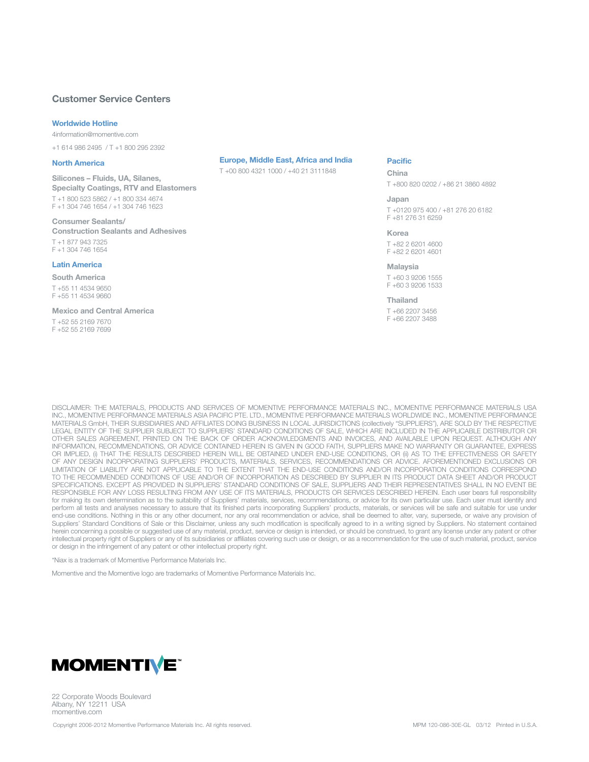## Customer Service Centers

### Worldwide Hotline

4information@momentive.com

+1 614 986 2495 / T +1 800 295 2392

### North America

**Silicones – Fluids, UA, Silanes, Specialty Coatings, RTV and Elastomers**

T +1 800 523 5862 / +1 800 334 4674
F +1 304 746 1654 / +1 304 746 1623

**Consumer Sealants/ Construction Sealants and Adhesives**

T +1 877 943 7325
F +1 304 746 1654

### Latin America

**South America**

T +55 11 4534 9650
F +55 11 4534 9660

**Mexico and Central America**

T +52 55 2169 7670
F +52 55 2169 7699

### Europe, Middle East, Africa and India

T +00 800 4321 1000 / +40 21 3111848

### Pacific

**China**

T +800 820 0202 / +86 21 3860 4892

**Japan**

T +0120 975 400 / +81 276 20 6182
F +81 276 31 6259

**Korea**

T +82 2 6201 4600
F +82 2 6201 4601

**Malaysia**

T +60 3 9206 1555
F +60 3 9206 1533

**Thailand**

T +66 2207 3456
F +66 2207 3488

DISCLAIMER: THE MATERIALS, PRODUCTS AND SERVICES OF MOMENTIVE PERFORMANCE MATERIALS INC., MOMENTIVE PERFORMANCE MATERIALS USA INC., MOMENTIVE PERFORMANCE MATERIALS ASIA PACIFIC PTE. LTD., MOMENTIVE PERFORMANCE MATERIALS WORLDWIDE INC., MOMENTIVE PERFORMANCE MATERIALS GmbH, THEIR SUBSIDIARIES AND AFFILIATES DOING BUSINESS IN LOCAL JURISDICTIONS (collectively "SUPPLIERS"), ARE SOLD BY THE RESPECTIVE LEGAL ENTITY OF THE SUPPLIER SUBJECT TO SUPPLIERS' STANDARD CONDITIONS OF SALE, WHICH ARE INCLUDED IN THE APPLICABLE DISTRIBUTOR OR OTHER SALES AGREEMENT, PRINTED ON THE BACK OF ORDER ACKNOWLEDGMENTS AND INVOICES, AND AVAILABLE UPON REQUEST. ALTHOUGH ANY INFORMATION, RECOMMENDATIONS, OR ADVICE CONTAINED HEREIN IS GIVEN IN GOOD FAITH, SUPPLIERS MAKE NO WARRANTY OR GUARANTEE, EXPRESS OR IMPLIED, (i) THAT THE RESULTS DESCRIBED HEREIN WILL BE OBTAINED UNDER END-USE CONDITIONS, OR (ii) AS TO THE EFFECTIVENESS OR SAFETY OF ANY DESIGN INCORPORATING SUPPLIERS' PRODUCTS, MATERIALS, SERVICES, RECOMMENDATIONS OR ADVICE. AFOREMENTIONED EXCLUSIONS OR LIMITATION OF LIABILITY ARE NOT APPLICABLE TO THE EXTENT THAT THE END-USE CONDITIONS AND/OR INCORPORATION CONDITIONS CORRESPOND TO THE RECOMMENDED CONDITIONS OF USE AND/OR OF INCORPORATION AS DESCRIBED BY SUPPLIER IN ITS PRODUCT DATA SHEET AND/OR PRODUCT SPECIFICATIONS. EXCEPT AS PROVIDED IN SUPPLIERS' STANDARD CONDITIONS OF SALE, SUPPLIERS AND THEIR REPRESENTATIVES SHALL IN NO EVENT BE RESPONSIBLE FOR ANY LOSS RESULTING FROM ANY USE OF ITS MATERIALS, PRODUCTS OR SERVICES DESCRIBED HEREIN. Each user bears full responsibility for making its own determination as to the suitability of Suppliers' materials, services, recommendations, or advice for its own particular use. Each user must identify and perform all tests and analyses necessary to assure that its finished parts incorporating Suppliers' products, materials, or services will be safe and suitable for use under end-use conditions. Nothing in this or any other document, nor any oral recommendation or advice, shall be deemed to alter, vary, supersede, or waive any provision of Suppliers' Standard Conditions of Sale or this Disclaimer, unless any such modification is specifically agreed to in a writing signed by Suppliers. No statement contained herein concerning a possible or suggested use of any material, product, service or design is intended, or should be construed, to grant any license under any patent or other intellectual property right of Suppliers or any of its subsidiaries or affiliates covering such use or design, or as a recommendation for the use of such material, product, service or design in the infringement of any patent or other intellectual property right.

*Niax is a trademark of Momentive Performance Materials Inc.

Momentive and the Momentive logo are trademarks of Momentive Performance Materials Inc.

MOMENTIVE™

22 Corporate Woods Boulevard
Albany, NY 12211 USA
momentive.com

Copyright 2006-2012 Momentive Performance Materials Inc. All rights reserved.

MPM 120-086-30E-GL 03/12 Printed in U.S.A.